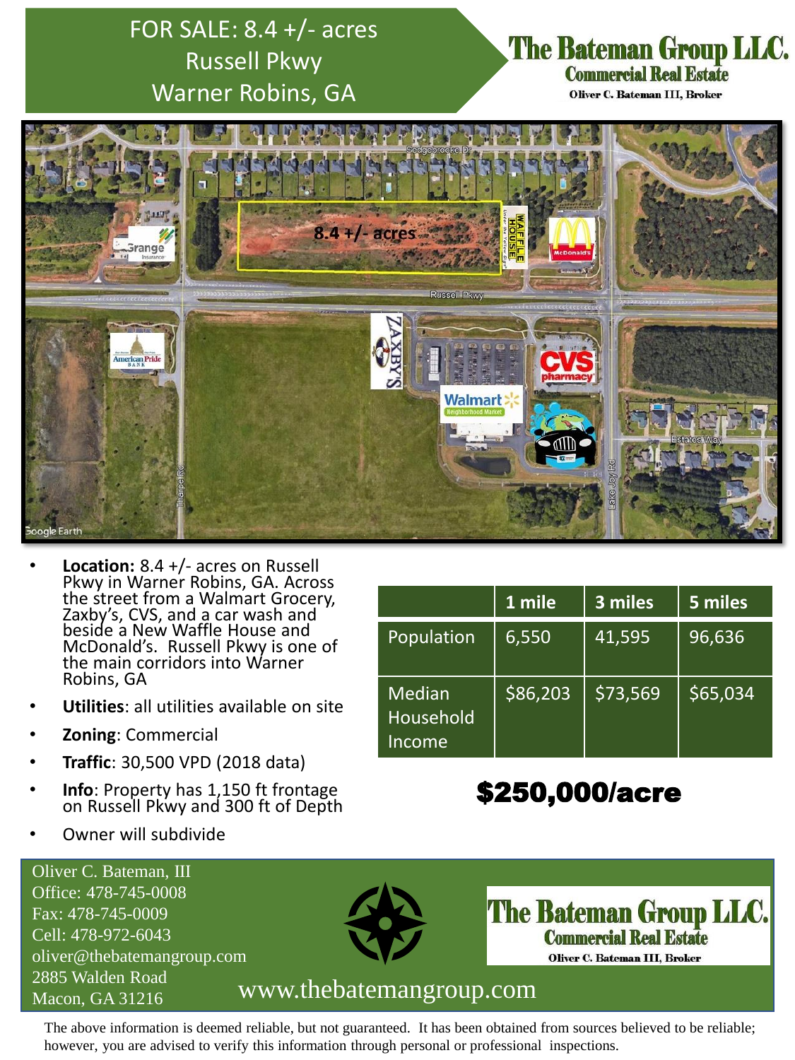# FOR SALE: 8.4 +/- acres
## Russell Pkwy
## Warner Robins, GA

**The Bateman Group LLC.**
**Commercial Real Estate**
Oliver C. Bateman III, Broker

- **Location:** 8.4 +/- acres on Russell Pkwy in Warner Robins, GA. Across the street from a Walmart Grocery, Zaxby's, CVS, and a car wash and beside a New Waffle House and McDonald's. Russell Pkwy is one of the main corridors into Warner Robins, GA
- **Utilities**: all utilities available on site
- **Zoning**: Commercial
- **Traffic**: 30,500 VPD (2018 data)
- **Info**: Property has 1,150 ft frontage on Russell Pkwy and 300 ft of Depth
- Owner will subdivide

| | 1 mile | 3 miles | 5 miles |
|---|---|---|---|
| Population | 6,550 | 41,595 | 96,636 |
| Median Household Income | $86,203 | $73,569 | $65,034 |

**$250,000/acre**

Oliver C. Bateman, III
Office: 478-745-0008
Fax: 478-745-0009
Cell: 478-972-6043
oliver@thebatemangroup.com
2885 Walden Road
Macon, GA 31216

**The Bateman Group LLC.**
**Commercial Real Estate**
Oliver C. Bateman III, Broker

www.thebatemangroup.com

The above information is deemed reliable, but not guaranteed. It has been obtained from sources believed to be reliable; however, you are advised to verify this information through personal or professional inspections.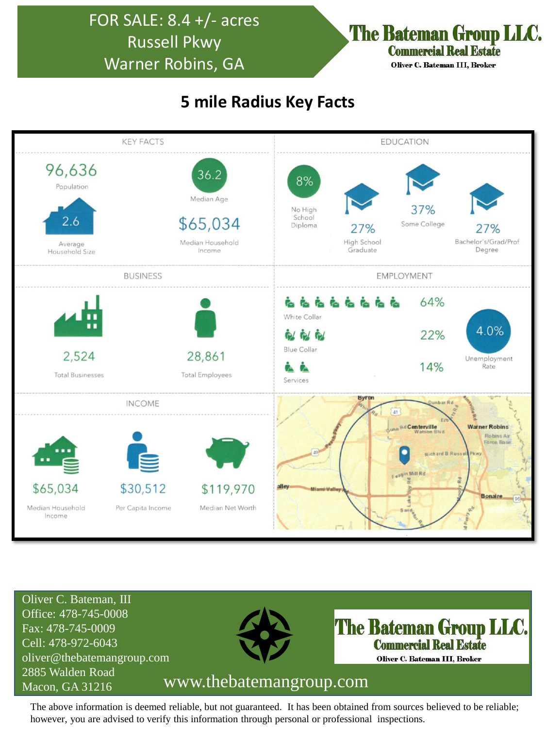# FOR SALE: 8.4 +/- acres
Russell Pkwy
Warner Robins, GA

**The Bateman Group LLC.**
**Commercial Real Estate**
Oliver C. Bateman III, Broker

## 5 mile Radius Key Facts

### KEY FACTS

96,636
Population

36.2
Median Age

2.6
Average Household Size

$65,034
Median Household Income

### EDUCATION

8%
No High School Diploma

27%
High School Graduate

37%
Some College

27%
Bachelor's/Grad/Prof Degree

### BUSINESS

2,524
Total Businesses

28,861
Total Employees

### EMPLOYMENT

White Collar 64%

Blue Collar 22%

Services 14%

4.0%
Unemployment Rate

### INCOME

$65,034
Median Household Income

$30,512
Per Capita Income

$119,970
Median Net Worth

Byron
Dunbar Rd
Centerville
Watson Blvd
Warner Robins
Robins Air Force Base
Richard B Russell Pkwy
Feagin Mill Rd
Miami Valley
Bonaire

---

Oliver C. Bateman, III
Office: 478-745-0008
Fax: 478-745-0009
Cell: 478-972-6043
oliver@thebatemangroup.com
2885 Walden Road
Macon, GA 31216

**The Bateman Group LLC.**
**Commercial Real Estate**
Oliver C. Bateman III, Broker

www.thebatemangroup.com

The above information is deemed reliable, but not guaranteed. It has been obtained from sources believed to be reliable; however, you are advised to verify this information through personal or professional inspections.